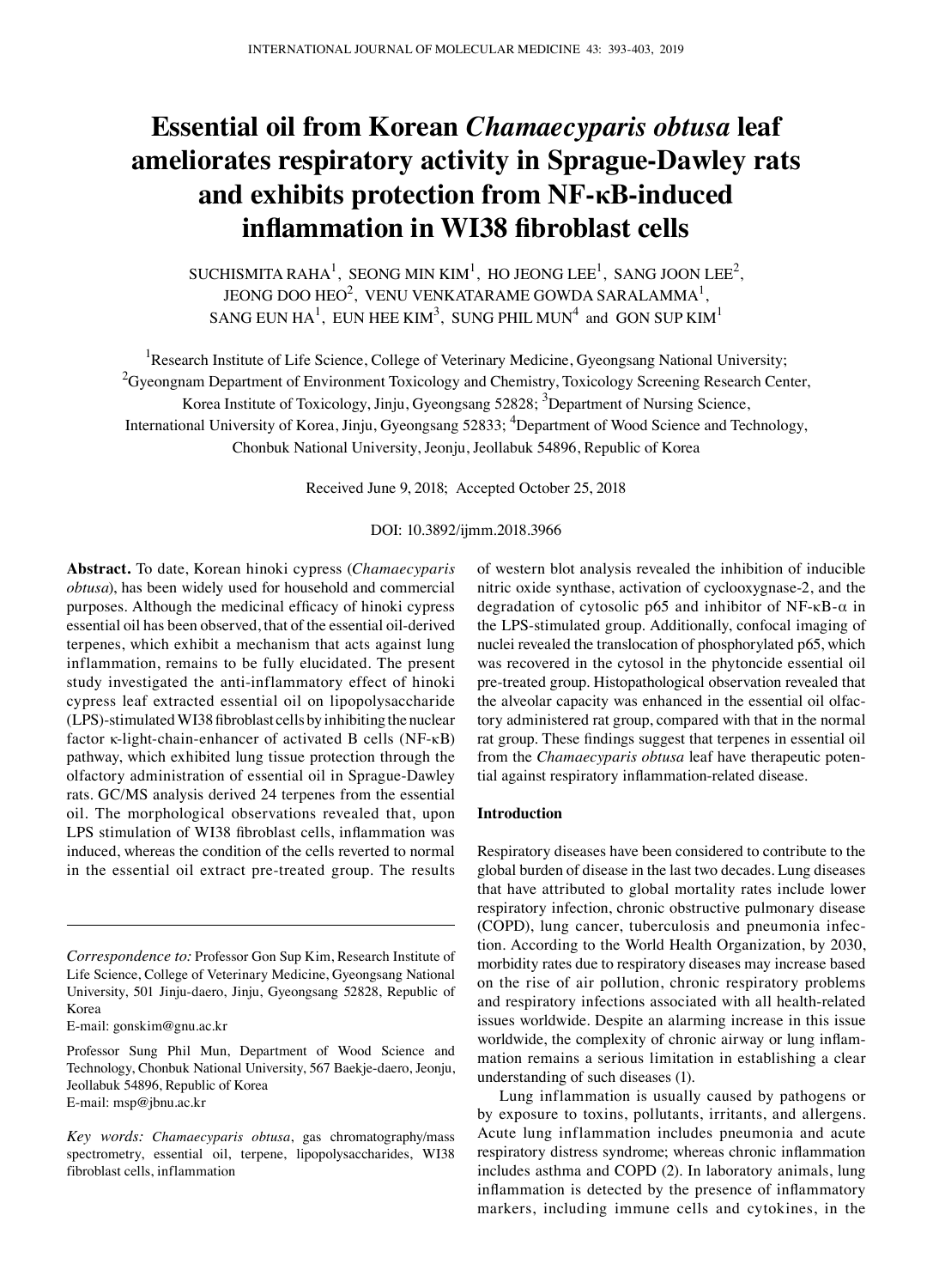# Essential oil from Korean *Chamaecyparis obtusa* leaf ameliorates respiratory activity in Sprague-Dawley rats and exhibits protection from NF-κB-induced inflammation in WI38 fibroblast cells

SUCHISMITA RAHA[1], SEONG MIN KIM[1], HO JEONG LEE[1], SANG JOON LEE[2], JEONG DOO HEO[2], VENU VENKATARAME GOWDA SARALAMMA[1], SANG EUN HA[1], EUN HEE KIM[3], SUNG PHIL MUN[4] and GON SUP KIM[1]

[1]Research Institute of Life Science, College of Veterinary Medicine, Gyeongsang National University; [2]Gyeongnam Department of Environment Toxicology and Chemistry, Toxicology Screening Research Center, Korea Institute of Toxicology, Jinju, Gyeongsang 52828; [3]Department of Nursing Science, International University of Korea, Jinju, Gyeongsang 52833; [4]Department of Wood Science and Technology, Chonbuk National University, Jeonju, Jeollabuk 54896, Republic of Korea

Received June 9, 2018; Accepted October 25, 2018

DOI: 10.3892/ijmm.2018.3966

**Abstract.** To date, Korean hinoki cypress (*Chamaecyparis obtusa*), has been widely used for household and commercial purposes. Although the medicinal efficacy of hinoki cypress essential oil has been observed, that of the essential oil-derived terpenes, which exhibit a mechanism that acts against lung inflammation, remains to be fully elucidated. The present study investigated the anti-inflammatory effect of hinoki cypress leaf extracted essential oil on lipopolysaccharide (LPS)-stimulated WI38 fibroblast cells by inhibiting the nuclear factor κ-light-chain-enhancer of activated B cells (NF-κB) pathway, which exhibited lung tissue protection through the olfactory administration of essential oil in Sprague-Dawley rats. GC/MS analysis derived 24 terpenes from the essential oil. The morphological observations revealed that, upon LPS stimulation of WI38 fibroblast cells, inflammation was induced, whereas the condition of the cells reverted to normal in the essential oil extract pre-treated group. The results of western blot analysis revealed the inhibition of inducible nitric oxide synthase, activation of cyclooxygenase-2, and the degradation of cytosolic p65 and inhibitor of NF-κB-α in the LPS-stimulated group. Additionally, confocal imaging of nuclei revealed the translocation of phosphorylated p65, which was recovered in the cytosol in the phytoncide essential oil pre-treated group. Histopathological observation revealed that the alveolar capacity was enhanced in the essential oil olfactory administered rat group, compared with that in the normal rat group. These findings suggest that terpenes in essential oil from the *Chamaecyparis obtusa* leaf have therapeutic potential against respiratory inflammation-related disease.

*Correspondence to:* Professor Gon Sup Kim, Research Institute of Life Science, College of Veterinary Medicine, Gyeongsang National University, 501 Jinju-daero, Jinju, Gyeongsang 52828, Republic of Korea
E-mail: gonskim@gnu.ac.kr

Professor Sung Phil Mun, Department of Wood Science and Technology, Chonbuk National University, 567 Baekje-daero, Jeonju, Jeollabuk 54896, Republic of Korea
E-mail: msp@jbnu.ac.kr

*Key words: Chamaecyparis obtusa*, gas chromatography/mass spectrometry, essential oil, terpene, lipopolysaccharides, WI38 fibroblast cells, inflammation

## Introduction

Respiratory diseases have been considered to contribute to the global burden of disease in the last two decades. Lung diseases that have attributed to global mortality rates include lower respiratory infection, chronic obstructive pulmonary disease (COPD), lung cancer, tuberculosis and pneumonia infection. According to the World Health Organization, by 2030, morbidity rates due to respiratory diseases may increase based on the rise of air pollution, chronic respiratory problems and respiratory infections associated with all health-related issues worldwide. Despite an alarming increase in this issue worldwide, the complexity of chronic airway or lung inflammation remains a serious limitation in establishing a clear understanding of such diseases (1).

Lung inflammation is usually caused by pathogens or by exposure to toxins, pollutants, irritants, and allergens. Acute lung inflammation includes pneumonia and acute respiratory distress syndrome; whereas chronic inflammation includes asthma and COPD (2). In laboratory animals, lung inflammation is detected by the presence of inflammatory markers, including immune cells and cytokines, in the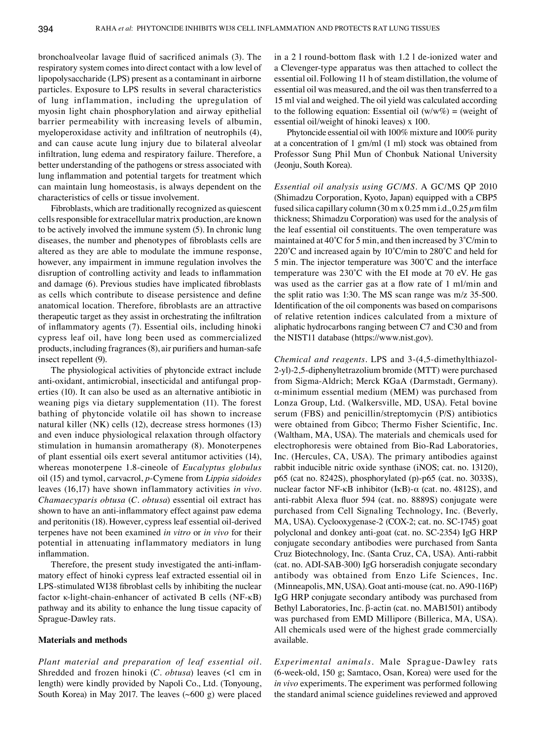bronchoalveolar lavage fluid of sacrificed animals (3). The respiratory system comes into direct contact with a low level of lipopolysaccharide (LPS) present as a contaminant in airborne particles. Exposure to LPS results in several characteristics of lung inflammation, including the upregulation of myosin light chain phosphorylation and airway epithelial barrier permeability with increasing levels of albumin, myeloperoxidase activity and infiltration of neutrophils (4), and can cause acute lung injury due to bilateral alveolar infiltration, lung edema and respiratory failure. Therefore, a better understanding of the pathogens or stress associated with lung inflammation and potential targets for treatment which can maintain lung homeostasis, is always dependent on the characteristics of cells or tissue involvement.

Fibroblasts, which are traditionally recognized as quiescent cells responsible for extracellular matrix production, are known to be actively involved the immune system (5). In chronic lung diseases, the number and phenotypes of fibroblasts cells are altered as they are able to modulate the immune response, however, any impairment in immune regulation involves the disruption of controlling activity and leads to inflammation and damage (6). Previous studies have implicated fibroblasts as cells which contribute to disease persistence and define anatomical location. Therefore, fibroblasts are an attractive therapeutic target as they assist in orchestrating the infiltration of inflammatory agents (7). Essential oils, including hinoki cypress leaf oil, have long been used as commercialized products, including fragrances (8), air purifiers and human-safe insect repellent (9).

The physiological activities of phytoncide extract include anti-oxidant, antimicrobial, insecticidal and antifungal properties (10). It can also be used as an alternative antibiotic in weaning pigs via dietary supplementation (11). The forest bathing of phytoncide volatile oil has shown to increase natural killer (NK) cells (12), decrease stress hormones (13) and even induce physiological relaxation through olfactory stimulation in humansin aromatherapy (8). Monoterpenes of plant essential oils exert several antitumor activities (14), whereas monoterpene 1.8-cineole of *Eucalyptus globulus* oil (15) and tymol, carvacrol, *p*-Cymene from *Lippia sidoides* leaves (16,17) have shown inflammatory activities *in vivo*. *Chamaecyparis obtusa* (*C. obtusa*) essential oil extract has shown to have an anti-inflammatory effect against paw edema and peritonitis (18). However, cypress leaf essential oil-derived terpenes have not been examined *in vitro* or *in vivo* for their potential in attenuating inflammatory mediators in lung inflammation.

Therefore, the present study investigated the anti-inflammatory effect of hinoki cypress leaf extracted essential oil in LPS-stimulated WI38 fibroblast cells by inhibiting the nuclear factor κ-light-chain-enhancer of activated B cells (NF-κB) pathway and its ability to enhance the lung tissue capacity of Sprague-Dawley rats.

## Materials and methods

*Plant material and preparation of leaf essential oil*. Shredded and frozen hinoki (*C. obtusa*) leaves (<1 cm in length) were kindly provided by Napoli Co., Ltd. (Tonyoung, South Korea) in May 2017. The leaves (~600 g) were placed in a 2 l round-bottom flask with 1.2 l de-ionized water and a Clevenger-type apparatus was then attached to collect the essential oil. Following 11 h of steam distillation, the volume of essential oil was measured, and the oil was then transferred to a 15 ml vial and weighed. The oil yield was calculated according to the following equation: Essential oil (w/w%) = (weight of essential oil/weight of hinoki leaves) x 100.

Phytoncide essential oil with 100% mixture and 100% purity at a concentration of 1 gm/ml (1 ml) stock was obtained from Professor Sung Phil Mun of Chonbuk National University (Jeonju, South Korea).

*Essential oil analysis using GC/MS*. A GC/MS QP 2010 (Shimadzu Corporation, Kyoto, Japan) equipped with a CBP5 fused silica capillary column (30 m x 0.25 mm i.d., 0.25 $\mu$m film thickness; Shimadzu Corporation) was used for the analysis of the leaf essential oil constituents. The oven temperature was maintained at 40˚C for 5 min, and then increased by 3˚C/min to 220˚C and increased again by 10˚C/min to 280˚C and held for 5 min. The injector temperature was 300˚C and the interface temperature was 230˚C with the EI mode at 70 eV. He gas was used as the carrier gas at a flow rate of 1 ml/min and the split ratio was 1:30. The MS scan range was m/z 35-500. Identification of the oil components was based on comparisons of relative retention indices calculated from a mixture of aliphatic hydrocarbons ranging between C7 and C30 and from the NIST11 database (https://www.nist.gov).

*Chemical and reagents*. LPS and 3-(4,5-dimethylthiazol-2-yl)-2,5-diphenyltetrazolium bromide (MTT) were purchased from Sigma-Aldrich; Merck KGaA (Darmstadt, Germany). α-minimum essential medium (MEM) was purchased from Lonza Group, Ltd. (Walkersville, MD, USA). Fetal bovine serum (FBS) and penicillin/streptomycin (P/S) antibiotics were obtained from Gibco; Thermo Fisher Scientific, Inc. (Waltham, MA, USA). The materials and chemicals used for electrophoresis were obtained from Bio-Rad Laboratories, Inc. (Hercules, CA, USA). The primary antibodies against rabbit inducible nitric oxide synthase (iNOS; cat. no. 13120), p65 (cat no. 8242S), phosphorylated (p)-p65 (cat. no. 3033S), nuclear factor NF-κB inhibitor (IκB)-α (cat. no. 4812S), and anti-rabbit Alexa fluor 594 (cat. no. 8889S) conjugate were purchased from Cell Signaling Technology, Inc. (Beverly, MA, USA). Cyclooxygenase-2 (COX-2; cat. no. SC-1745) goat polyclonal and donkey anti-goat (cat. no. SC-2354) IgG HRP conjugate secondary antibodies were purchased from Santa Cruz Biotechnology, Inc. (Santa Cruz, CA, USA). Anti-rabbit (cat. no. ADI-SAB-300) IgG horseradish conjugate secondary antibody was obtained from Enzo Life Sciences, Inc. (Minneapolis, MN, USA). Goat anti-mouse (cat. no. A90-116P) IgG HRP conjugate secondary antibody was purchased from Bethyl Laboratories, Inc. β-actin (cat. no. MAB1501) antibody was purchased from EMD Millipore (Billerica, MA, USA). All chemicals used were of the highest grade commercially available.

*Experimental animals*. Male Sprague-Dawley rats (6-week-old, 150 g; Samtaco, Osan, Korea) were used for the *in vivo* experiments. The experiment was performed following the standard animal science guidelines reviewed and approved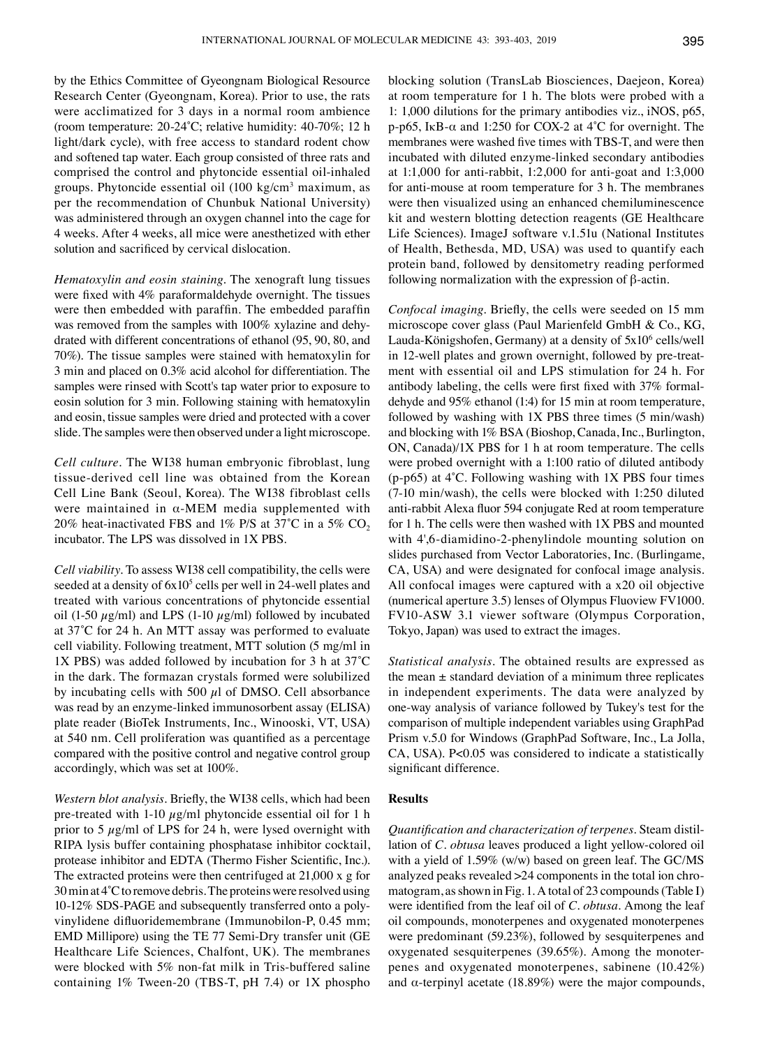by the Ethics Committee of Gyeongnam Biological Resource Research Center (Gyeongnam, Korea). Prior to use, the rats were acclimatized for 3 days in a normal room ambience (room temperature: 20-24˚C; relative humidity: 40-70%; 12 h light/dark cycle), with free access to standard rodent chow and softened tap water. Each group consisted of three rats and comprised the control and phytoncide essential oil-inhaled groups. Phytoncide essential oil (100 kg/cm$^3$ maximum, as per the recommendation of Chunbuk National University) was administered through an oxygen channel into the cage for 4 weeks. After 4 weeks, all mice were anesthetized with ether solution and sacrificed by cervical dislocation.

*Hematoxylin and eosin staining.* The xenograft lung tissues were fixed with 4% paraformaldehyde overnight. The tissues were then embedded with paraffin. The embedded paraffin was removed from the samples with 100% xylazine and dehydrated with different concentrations of ethanol (95, 90, 80, and 70%). The tissue samples were stained with hematoxylin for 3 min and placed on 0.3% acid alcohol for differentiation. The samples were rinsed with Scott's tap water prior to exposure to eosin solution for 3 min. Following staining with hematoxylin and eosin, tissue samples were dried and protected with a cover slide. The samples were then observed under a light microscope.

*Cell culture.* The WI38 human embryonic fibroblast, lung tissue-derived cell line was obtained from the Korean Cell Line Bank (Seoul, Korea). The WI38 fibroblast cells were maintained in α-MEM media supplemented with 20% heat-inactivated FBS and 1% P/S at 37˚C in a 5% $CO_2$ incubator. The LPS was dissolved in 1X PBS.

*Cell viability.* To assess WI38 cell compatibility, the cells were seeded at a density of $6\times10^5$ cells per well in 24-well plates and treated with various concentrations of phytoncide essential oil (1-50 $\mu$g/ml) and LPS (1-10 $\mu$g/ml) followed by incubated at 37˚C for 24 h. An MTT assay was performed to evaluate cell viability. Following treatment, MTT solution (5 mg/ml in 1X PBS) was added followed by incubation for 3 h at 37˚C in the dark. The formazan crystals formed were solubilized by incubating cells with 500 $\mu$l of DMSO. Cell absorbance was read by an enzyme-linked immunosorbent assay (ELISA) plate reader (BioTek Instruments, Inc., Winooski, VT, USA) at 540 nm. Cell proliferation was quantified as a percentage compared with the positive control and negative control group accordingly, which was set at 100%.

*Western blot analysis.* Briefly, the WI38 cells, which had been pre-treated with 1-10 $\mu$g/ml phytoncide essential oil for 1 h prior to 5 $\mu$g/ml of LPS for 24 h, were lysed overnight with RIPA lysis buffer containing phosphatase inhibitor cocktail, protease inhibitor and EDTA (Thermo Fisher Scientific, Inc.). The extracted proteins were then centrifuged at 21,000 x g for 30 min at 4˚C to remove debris. The proteins were resolved using 10-12% SDS-PAGE and subsequently transferred onto a polyvinylidene difluoridemembrane (Immunobilon-P, 0.45 mm; EMD Millipore) using the TE 77 Semi-Dry transfer unit (GE Healthcare Life Sciences, Chalfont, UK). The membranes were blocked with 5% non-fat milk in Tris-buffered saline containing 1% Tween-20 (TBS-T, pH 7.4) or 1X phospho blocking solution (TransLab Biosciences, Daejeon, Korea) at room temperature for 1 h. The blots were probed with a 1: 1,000 dilutions for the primary antibodies viz., iNOS, p65, p-p65, IκB-α and 1:250 for COX-2 at 4˚C for overnight. The membranes were washed five times with TBS-T, and were then incubated with diluted enzyme-linked secondary antibodies at 1:1,000 for anti-rabbit, 1:2,000 for anti-goat and 1:3,000 for anti-mouse at room temperature for 3 h. The membranes were then visualized using an enhanced chemiluminescence kit and western blotting detection reagents (GE Healthcare Life Sciences). ImageJ software v.1.51u (National Institutes of Health, Bethesda, MD, USA) was used to quantify each protein band, followed by densitometry reading performed following normalization with the expression of β-actin.

*Confocal imaging.* Briefly, the cells were seeded on 15 mm microscope cover glass (Paul Marienfeld GmbH & Co., KG, Lauda-Königshofen, Germany) at a density of $5\times10^6$ cells/well in 12-well plates and grown overnight, followed by pre-treatment with essential oil and LPS stimulation for 24 h. For antibody labeling, the cells were first fixed with 37% formaldehyde and 95% ethanol (1:4) for 15 min at room temperature, followed by washing with 1X PBS three times (5 min/wash) and blocking with 1% BSA (Bioshop, Canada, Inc., Burlington, ON, Canada)/1X PBS for 1 h at room temperature. The cells were probed overnight with a 1:100 ratio of diluted antibody (p-p65) at 4˚C. Following washing with 1X PBS four times (7-10 min/wash), the cells were blocked with 1:250 diluted anti-rabbit Alexa fluor 594 conjugate Red at room temperature for 1 h. The cells were then washed with 1X PBS and mounted with 4',6-diamidino-2-phenylindole mounting solution on slides purchased from Vector Laboratories, Inc. (Burlingame, CA, USA) and were designated for confocal image analysis. All confocal images were captured with a x20 oil objective (numerical aperture 3.5) lenses of Olympus Fluoview FV1000. FV10-ASW 3.1 viewer software (Olympus Corporation, Tokyo, Japan) was used to extract the images.

*Statistical analysis.* The obtained results are expressed as the mean ± standard deviation of a minimum three replicates in independent experiments. The data were analyzed by one-way analysis of variance followed by Tukey's test for the comparison of multiple independent variables using GraphPad Prism v.5.0 for Windows (GraphPad Software, Inc., La Jolla, CA, USA). $P<0.05$ was considered to indicate a statistically significant difference.

## Results

*Quantification and characterization of terpenes.* Steam distillation of *C. obtusa* leaves produced a light yellow-colored oil with a yield of 1.59% (w/w) based on green leaf. The GC/MS analyzed peaks revealed >24 components in the total ion chromatogram, as shown in Fig. 1. A total of 23 compounds (Table I) were identified from the leaf oil of *C. obtusa*. Among the leaf oil compounds, monoterpenes and oxygenated monoterpenes were predominant (59.23%), followed by sesquiterpenes and oxygenated sesquiterpenes (39.65%). Among the monoterpenes and oxygenated monoterpenes, sabinene (10.42%) and α-terpinyl acetate (18.89%) were the major compounds,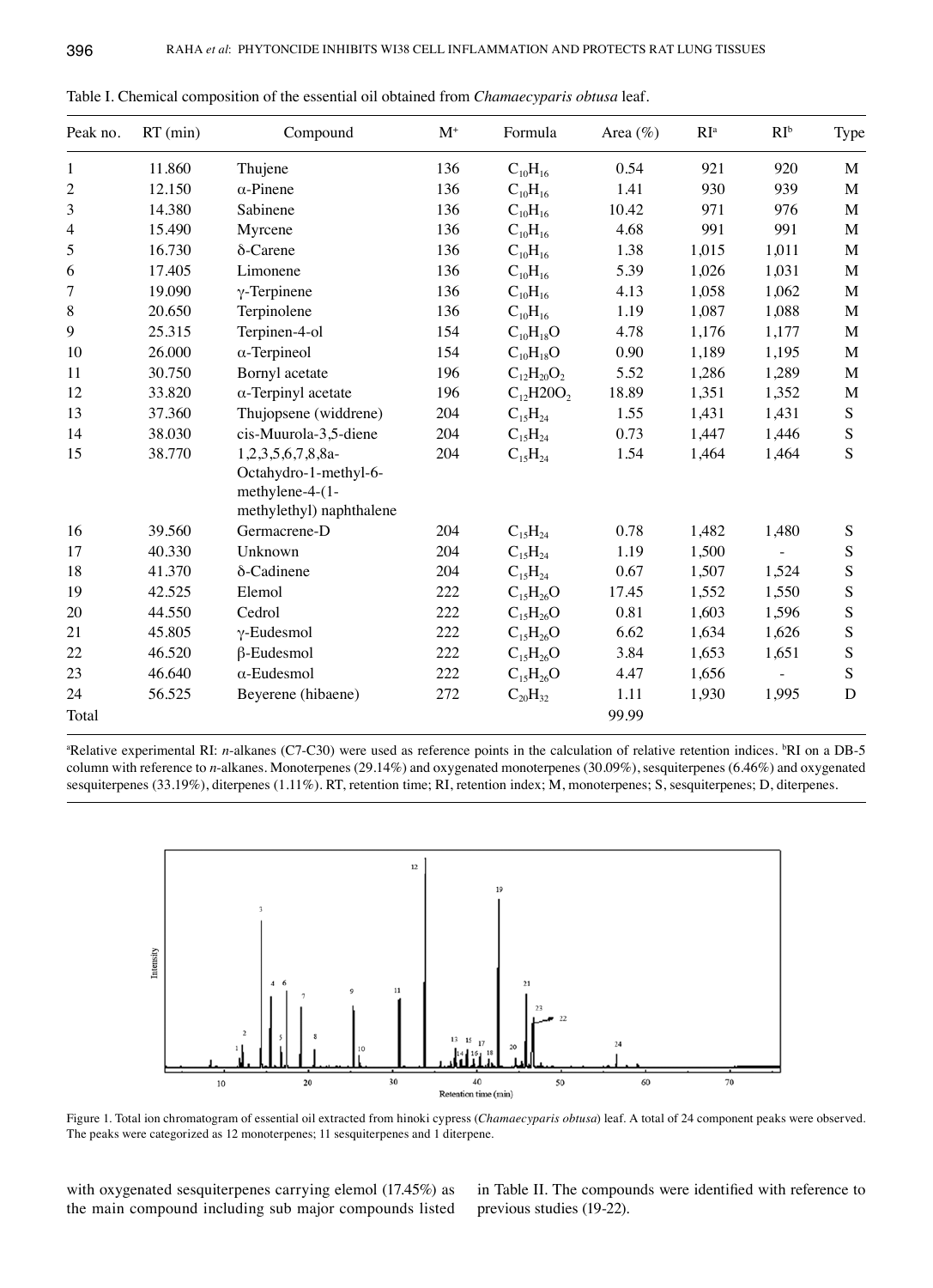Table I. Chemical composition of the essential oil obtained from *Chamaecyparis obtusa* leaf.

| Peak no. | RT (min) | Compound | $M^+$ | Formula | Area (%) | RI[a] | RI[b] | Type |
|---|---|---|---|---|---|---|---|---|
| 1 | 11.860 | Thujene | 136 | $C_{10}H_{16}$ | 0.54 | 921 | 920 | M |
| 2 | 12.150 | α-Pinene | 136 | $C_{10}H_{16}$ | 1.41 | 930 | 939 | M |
| 3 | 14.380 | Sabinene | 136 | $C_{10}H_{16}$ | 10.42 | 971 | 976 | M |
| 4 | 15.490 | Myrcene | 136 | $C_{10}H_{16}$ | 4.68 | 991 | 991 | M |
| 5 | 16.730 | δ-Carene | 136 | $C_{10}H_{16}$ | 1.38 | 1,015 | 1,011 | M |
| 6 | 17.405 | Limonene | 136 | $C_{10}H_{16}$ | 5.39 | 1,026 | 1,031 | M |
| 7 | 19.090 | γ-Terpinene | 136 | $C_{10}H_{16}$ | 4.13 | 1,058 | 1,062 | M |
| 8 | 20.650 | Terpinolene | 136 | $C_{10}H_{16}$ | 1.19 | 1,087 | 1,088 | M |
| 9 | 25.315 | Terpinen-4-ol | 154 | $C_{10}H_{18}O$ | 4.78 | 1,176 | 1,177 | M |
| 10 | 26.000 | α-Terpineol | 154 | $C_{10}H_{18}O$ | 0.90 | 1,189 | 1,195 | M |
| 11 | 30.750 | Bornyl acetate | 196 | $C_{12}H_{20}O_2$ | 5.52 | 1,286 | 1,289 | M |
| 12 | 33.820 | α-Terpinyl acetate | 196 | $C_{12}H20O_2$ | 18.89 | 1,351 | 1,352 | M |
| 13 | 37.360 | Thujopsene (widdrene) | 204 | $C_{15}H_{24}$ | 1.55 | 1,431 | 1,431 | S |
| 14 | 38.030 | cis-Muurola-3,5-diene | 204 | $C_{15}H_{24}$ | 0.73 | 1,447 | 1,446 | S |
| 15 | 38.770 | 1,2,3,5,6,7,8,8a-Octahydro-1-methyl-6-methylene-4-(1-methylethyl) naphthalene | 204 | $C_{15}H_{24}$ | 1.54 | 1,464 | 1,464 | S |
| 16 | 39.560 | Germacrene-D | 204 | $C_{15}H_{24}$ | 0.78 | 1,482 | 1,480 | S |
| 17 | 40.330 | Unknown | 204 | $C_{15}H_{24}$ | 1.19 | 1,500 | - | S |
| 18 | 41.370 | δ-Cadinene | 204 | $C_{15}H_{24}$ | 0.67 | 1,507 | 1,524 | S |
| 19 | 42.525 | Elemol | 222 | $C_{15}H_{26}O$ | 17.45 | 1,552 | 1,550 | S |
| 20 | 44.550 | Cedrol | 222 | $C_{15}H_{26}O$ | 0.81 | 1,603 | 1,596 | S |
| 21 | 45.805 | γ-Eudesmol | 222 | $C_{15}H_{26}O$ | 6.62 | 1,634 | 1,626 | S |
| 22 | 46.520 | β-Eudesmol | 222 | $C_{15}H_{26}O$ | 3.84 | 1,653 | 1,651 | S |
| 23 | 46.640 | α-Eudesmol | 222 | $C_{15}H_{26}O$ | 4.47 | 1,656 | - | S |
| 24 | 56.525 | Beyerene (hibaene) | 272 | $C_{20}H_{32}$ | 1.11 | 1,930 | 1,995 | D |
| Total | | | | | 99.99 | | | |

[a]Relative experimental RI: *n*-alkanes (C7-C30) were used as reference points in the calculation of relative retention indices. [b]RI on a DB-5 column with reference to *n*-alkanes. Monoterpenes (29.14%) and oxygenated monoterpenes (30.09%), sesquiterpenes (6.46%) and oxygenated sesquiterpenes (33.19%), diterpenes (1.11%). RT, retention time; RI, retention index; M, monoterpenes; S, sesquiterpenes; D, diterpenes.

Figure 1. Total ion chromatogram of essential oil extracted from hinoki cypress (*Chamaecyparis obtusa*) leaf. A total of 24 component peaks were observed. The peaks were categorized as 12 monoterpenes; 11 sesquiterpenes and 1 diterpene.

with oxygenated sesquiterpenes carrying elemol (17.45%) as the main compound including sub major compounds listed in Table II. The compounds were identified with reference to previous studies (19-22).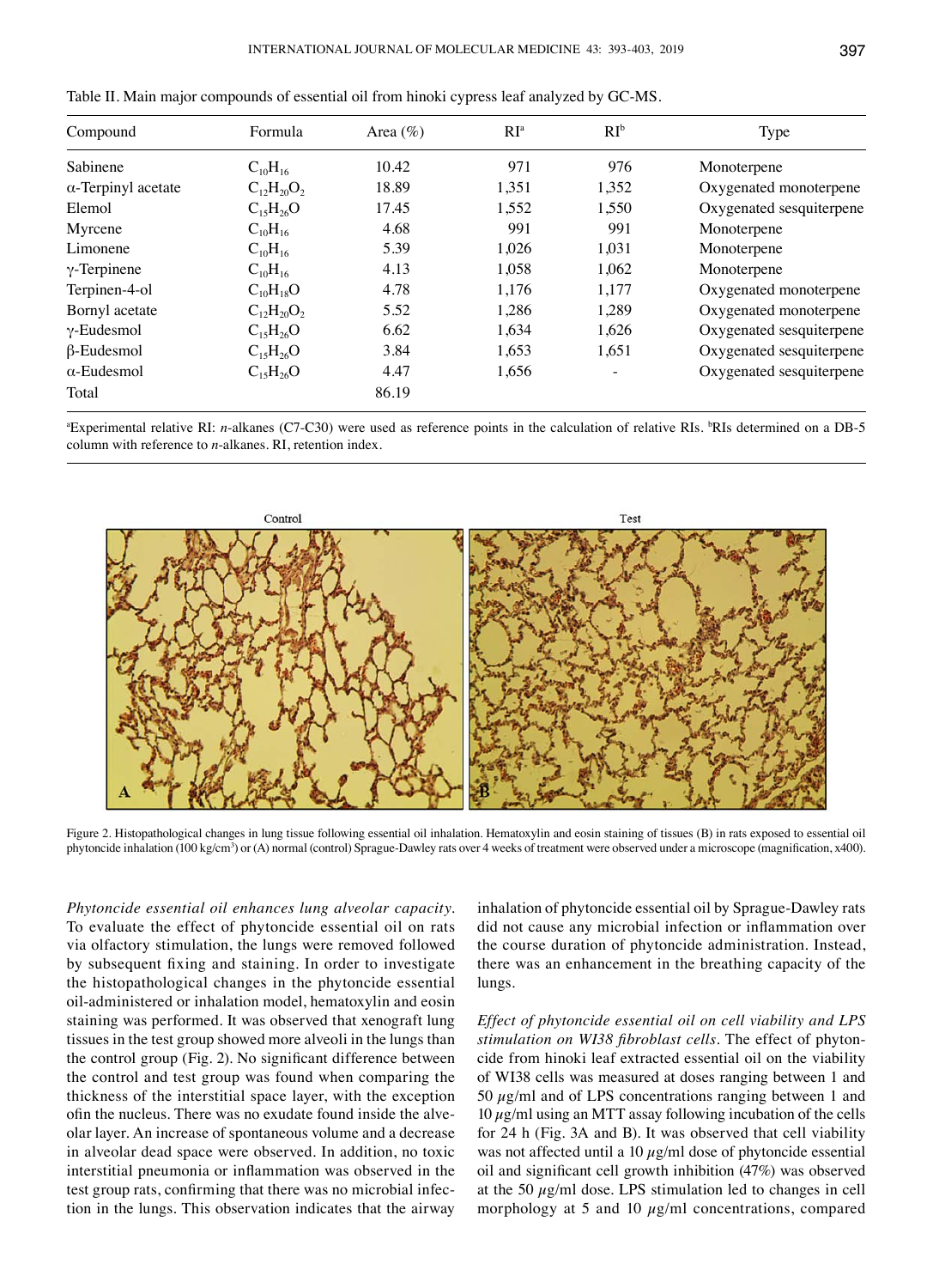Table II. Main major compounds of essential oil from hinoki cypress leaf analyzed by GC-MS.

| Compound | Formula | Area (%) | RI[a] | RI[b] | Type |
|---|---|---|---|---|---|
| Sabinene | $C_{10}H_{16}$ | 10.42 | 971 | 976 | Monoterpene |
| α-Terpinyl acetate | $C_{12}H_{20}O_2$ | 18.89 | 1,351 | 1,352 | Oxygenated monoterpene |
| Elemol | $C_{15}H_{26}O$ | 17.45 | 1,552 | 1,550 | Oxygenated sesquiterpene |
| Myrcene | $C_{10}H_{16}$ | 4.68 | 991 | 991 | Monoterpene |
| Limonene | $C_{10}H_{16}$ | 5.39 | 1,026 | 1,031 | Monoterpene |
| γ-Terpinene | $C_{10}H_{16}$ | 4.13 | 1,058 | 1,062 | Monoterpene |
| Terpinen-4-ol | $C_{10}H_{18}O$ | 4.78 | 1,176 | 1,177 | Oxygenated monoterpene |
| Bornyl acetate | $C_{12}H_{20}O_2$ | 5.52 | 1,286 | 1,289 | Oxygenated monoterpene |
| γ-Eudesmol | $C_{15}H_{26}O$ | 6.62 | 1,634 | 1,626 | Oxygenated sesquiterpene |
| β-Eudesmol | $C_{15}H_{26}O$ | 3.84 | 1,653 | 1,651 | Oxygenated sesquiterpene |
| α-Eudesmol | $C_{15}H_{26}O$ | 4.47 | 1,656 | - | Oxygenated sesquiterpene |
| Total | | 86.19 | | | |

[a]Experimental relative RI: *n*-alkanes (C7-C30) were used as reference points in the calculation of relative RIs. [b]RIs determined on a DB-5 column with reference to *n*-alkanes. RI, retention index.

Figure 2. Histopathological changes in lung tissue following essential oil inhalation. Hematoxylin and eosin staining of tissues (B) in rats exposed to essential oil phytoncide inhalation (100 kg/cm$^3$) or (A) normal (control) Sprague-Dawley rats over 4 weeks of treatment were observed under a microscope (magnification, x400).

*Phytoncide essential oil enhances lung alveolar capacity.* To evaluate the effect of phytoncide essential oil on rats via olfactory stimulation, the lungs were removed followed by subsequent fixing and staining. In order to investigate the histopathological changes in the phytoncide essential oil-administered or inhalation model, hematoxylin and eosin staining was performed. It was observed that xenograft lung tissues in the test group showed more alveoli in the lungs than the control group (Fig. 2). No significant difference between the control and test group was found when comparing the thickness of the interstitial space layer, with the exception ofin the nucleus. There was no exudate found inside the alveolar layer. An increase of spontaneous volume and a decrease in alveolar dead space were observed. In addition, no toxic interstitial pneumonia or inflammation was observed in the test group rats, confirming that there was no microbial infection in the lungs. This observation indicates that the airway inhalation of phytoncide essential oil by Sprague-Dawley rats did not cause any microbial infection or inflammation over the course duration of phytoncide administration. Instead, there was an enhancement in the breathing capacity of the lungs.

*Effect of phytoncide essential oil on cell viability and LPS stimulation on WI38 fibroblast cells.* The effect of phytoncide from hinoki leaf extracted essential oil on the viability of WI38 cells was measured at doses ranging between 1 and 50 $\mu$g/ml and of LPS concentrations ranging between 1 and 10 $\mu$g/ml using an MTT assay following incubation of the cells for 24 h (Fig. 3A and B). It was observed that cell viability was not affected until a 10 $\mu$g/ml dose of phytoncide essential oil and significant cell growth inhibition (47%) was observed at the 50 $\mu$g/ml dose. LPS stimulation led to changes in cell morphology at 5 and 10 $\mu$g/ml concentrations, compared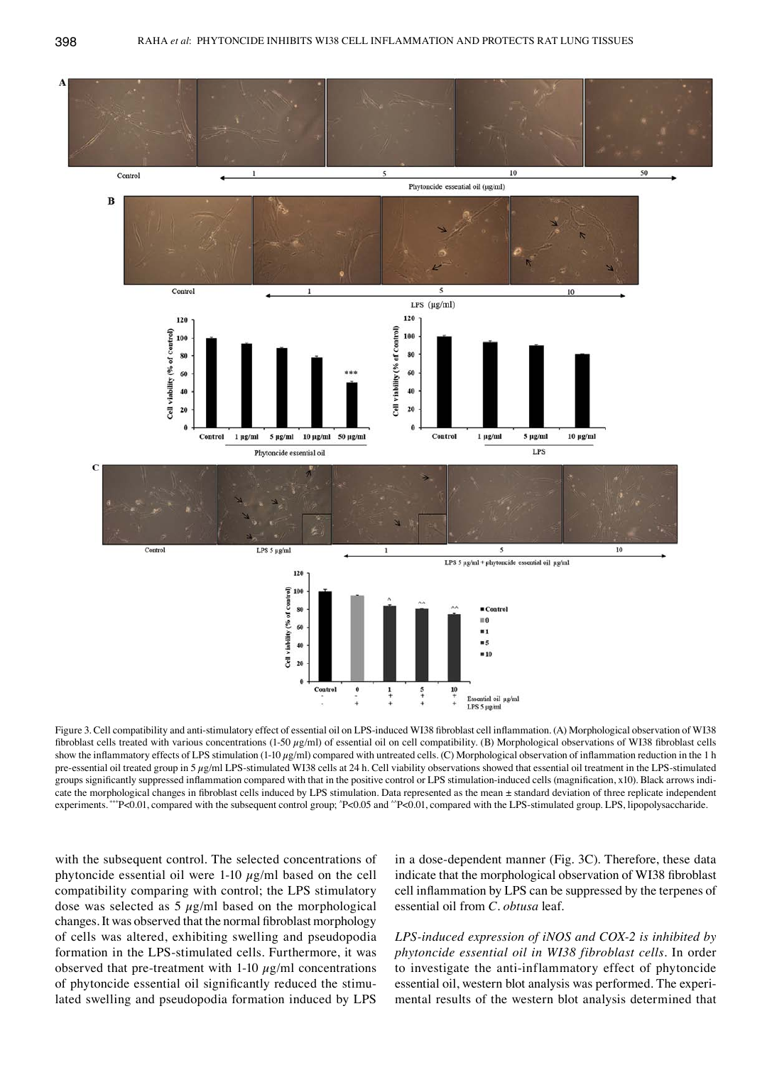Figure 3. Cell compatibility and anti-stimulatory effect of essential oil on LPS-induced WI38 fibroblast cell inflammation. (A) Morphological observation of WI38 fibroblast cells treated with various concentrations (1-50 $\mu$g/ml) of essential oil on cell compatibility. (B) Morphological observations of WI38 fibroblast cells show the inflammatory effects of LPS stimulation (1-10 $\mu$g/ml) compared with untreated cells. (C) Morphological observation of inflammation reduction in the 1 h pre-essential oil treated group in 5 $\mu$g/ml LPS-stimulated WI38 cells at 24 h. Cell viability observations showed that essential oil treatment in the LPS-stimulated groups significantly suppressed inflammation compared with that in the positive control or LPS stimulation-induced cells (magnification, x10). Black arrows indicate the morphological changes in fibroblast cells induced by LPS stimulation. Data represented as the mean ± standard deviation of three replicate independent experiments. ***P<0.01, compared with the subsequent control group; ^P<0.05 and ^^P<0.01, compared with the LPS-stimulated group. LPS, lipopolysaccharide.

with the subsequent control. The selected concentrations of phytoncide essential oil were 1-10 $\mu$g/ml based on the cell compatibility comparing with control; the LPS stimulatory dose was selected as 5 $\mu$g/ml based on the morphological changes. It was observed that the normal fibroblast morphology of cells was altered, exhibiting swelling and pseudopodia formation in the LPS-stimulated cells. Furthermore, it was observed that pre-treatment with 1-10 $\mu$g/ml concentrations of phytoncide essential oil significantly reduced the stimulated swelling and pseudopodia formation induced by LPS in a dose-dependent manner (Fig. 3C). Therefore, these data indicate that the morphological observation of WI38 fibroblast cell inflammation by LPS can be suppressed by the terpenes of essential oil from *C. obtusa* leaf.

*LPS-induced expression of iNOS and COX-2 is inhibited by phytoncide essential oil in WI38 fibroblast cells.* In order to investigate the anti-inflammatory effect of phytoncide essential oil, western blot analysis was performed. The experimental results of the western blot analysis determined that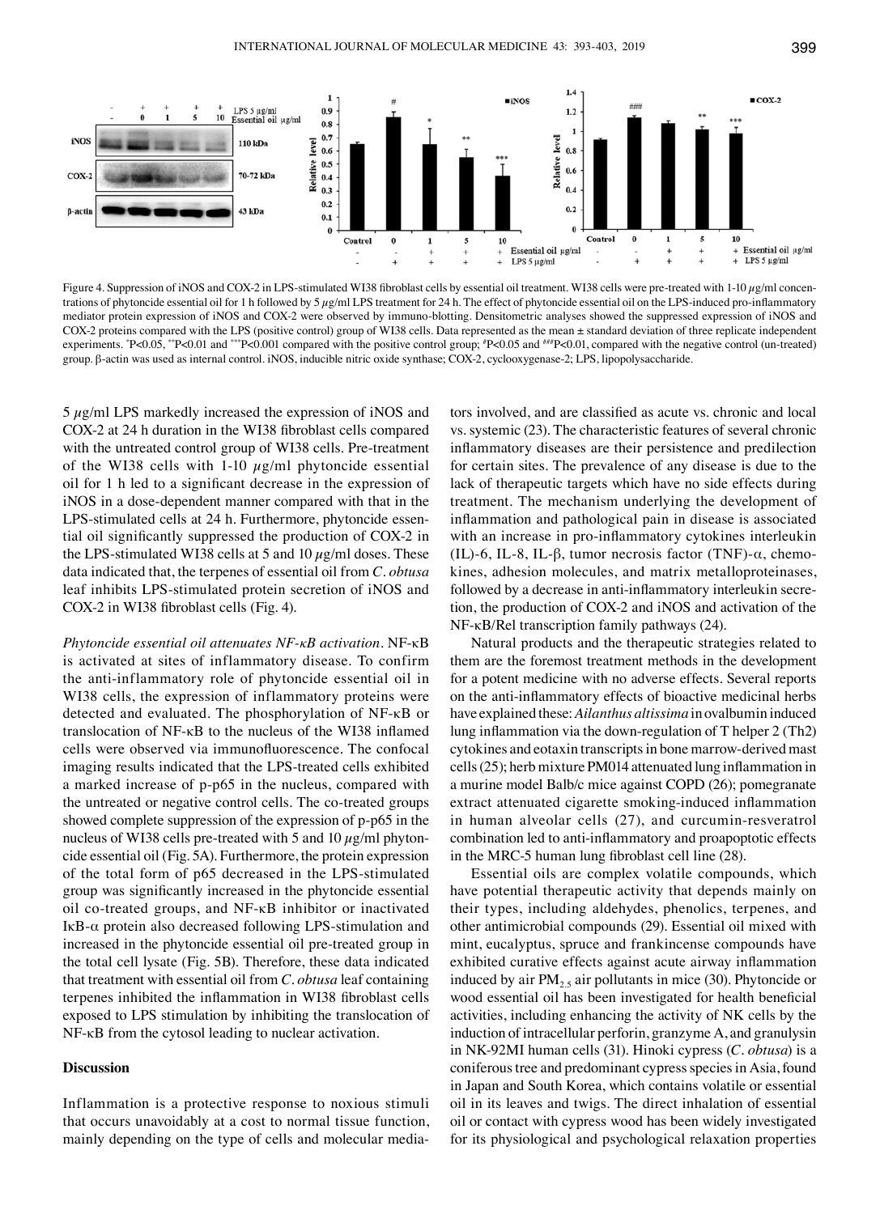Figure 4. Suppression of iNOS and COX-2 in LPS-stimulated WI38 fibroblast cells by essential oil treatment. WI38 cells were pre-treated with 1-10 $\mu$g/ml concentrations of phytoncide essential oil for 1 h followed by 5 $\mu$g/ml LPS treatment for 24 h. The effect of phytoncide essential oil on the LPS-induced pro-inflammatory mediator protein expression of iNOS and COX-2 were observed by immuno-blotting. Densitometric analyses showed the suppressed expression of iNOS and COX-2 proteins compared with the LPS (positive control) group of WI38 cells. Data represented as the mean ± standard deviation of three replicate independent experiments. *P<0.05, **P<0.01 and ***P<0.001 compared with the positive control group; #P<0.05 and ###P<0.01, compared with the negative control (un-treated) group. β-actin was used as internal control. iNOS, inducible nitric oxide synthase; COX-2, cyclooxygenase-2; LPS, lipopolysaccharide.

5 $\mu$g/ml LPS markedly increased the expression of iNOS and COX-2 at 24 h duration in the WI38 fibroblast cells compared with the untreated control group of WI38 cells. Pre-treatment of the WI38 cells with 1-10 $\mu$g/ml phytoncide essential oil for 1 h led to a significant decrease in the expression of iNOS in a dose-dependent manner compared with that in the LPS-stimulated cells at 24 h. Furthermore, phytoncide essential oil significantly suppressed the production of COX-2 in the LPS-stimulated WI38 cells at 5 and 10 $\mu$g/ml doses. These data indicated that, the terpenes of essential oil from *C. obtusa* leaf inhibits LPS-stimulated protein secretion of iNOS and COX-2 in WI38 fibroblast cells (Fig. 4).

*Phytoncide essential oil attenuates NF-κB activation.* NF-κB is activated at sites of inflammatory disease. To confirm the anti-inflammatory role of phytoncide essential oil in WI38 cells, the expression of inflammatory proteins were detected and evaluated. The phosphorylation of NF-κB or translocation of NF-κB to the nucleus of the WI38 inflamed cells were observed via immunofluorescence. The confocal imaging results indicated that the LPS-treated cells exhibited a marked increase of p-p65 in the nucleus, compared with the untreated or negative control cells. The co-treated groups showed complete suppression of the expression of p-p65 in the nucleus of WI38 cells pre-treated with 5 and 10 $\mu$g/ml phytoncide essential oil (Fig. 5A). Furthermore, the protein expression of the total form of p65 decreased in the LPS-stimulated group was significantly increased in the phytoncide essential oil co-treated groups, and NF-κB inhibitor or inactivated IκB-α protein also decreased following LPS-stimulation and increased in the phytoncide essential oil pre-treated group in the total cell lysate (Fig. 5B). Therefore, these data indicated that treatment with essential oil from *C. obtusa* leaf containing terpenes inhibited the inflammation in WI38 fibroblast cells exposed to LPS stimulation by inhibiting the translocation of NF-κB from the cytosol leading to nuclear activation.

## Discussion

Inflammation is a protective response to noxious stimuli that occurs unavoidably at a cost to normal tissue function, mainly depending on the type of cells and molecular mediators involved, and are classified as acute vs. chronic and local vs. systemic (23). The characteristic features of several chronic inflammatory diseases are their persistence and predilection for certain sites. The prevalence of any disease is due to the lack of therapeutic targets which have no side effects during treatment. The mechanism underlying the development of inflammation and pathological pain in disease is associated with an increase in pro-inflammatory cytokines interleukin (IL)-6, IL-8, IL-β, tumor necrosis factor (TNF)-α, chemokines, adhesion molecules, and matrix metalloproteinases, followed by a decrease in anti-inflammatory interleukin secretion, the production of COX-2 and iNOS and activation of the NF-κB/Rel transcription family pathways (24).

Natural products and the therapeutic strategies related to them are the foremost treatment methods in the development for a potent medicine with no adverse effects. Several reports on the anti-inflammatory effects of bioactive medicinal herbs have explained these: *Ailanthus altissima* in ovalbumin induced lung inflammation via the down-regulation of T helper 2 (Th2) cytokines and eotaxin transcripts in bone marrow-derived mast cells (25); herb mixture PM014 attenuated lung inflammation in a murine model Balb/c mice against COPD (26); pomegranate extract attenuated cigarette smoking-induced inflammation in human alveolar cells (27), and curcumin-resveratrol combination led to anti-inflammatory and proapoptotic effects in the MRC-5 human lung fibroblast cell line (28).

Essential oils are complex volatile compounds, which have potential therapeutic activity that depends mainly on their types, including aldehydes, phenolics, terpenes, and other antimicrobial compounds (29). Essential oil mixed with mint, eucalyptus, spruce and frankincense compounds have exhibited curative effects against acute airway inflammation induced by air $PM_{2.5}$ air pollutants in mice (30). Phytoncide or wood essential oil has been investigated for health beneficial activities, including enhancing the activity of NK cells by the induction of intracellular perforin, granzyme A, and granulysin in NK-92MI human cells (31). Hinoki cypress (*C. obtusa*) is a coniferous tree and predominant cypress species in Asia, found in Japan and South Korea, which contains volatile or essential oil in its leaves and twigs. The direct inhalation of essential oil or contact with cypress wood has been widely investigated for its physiological and psychological relaxation properties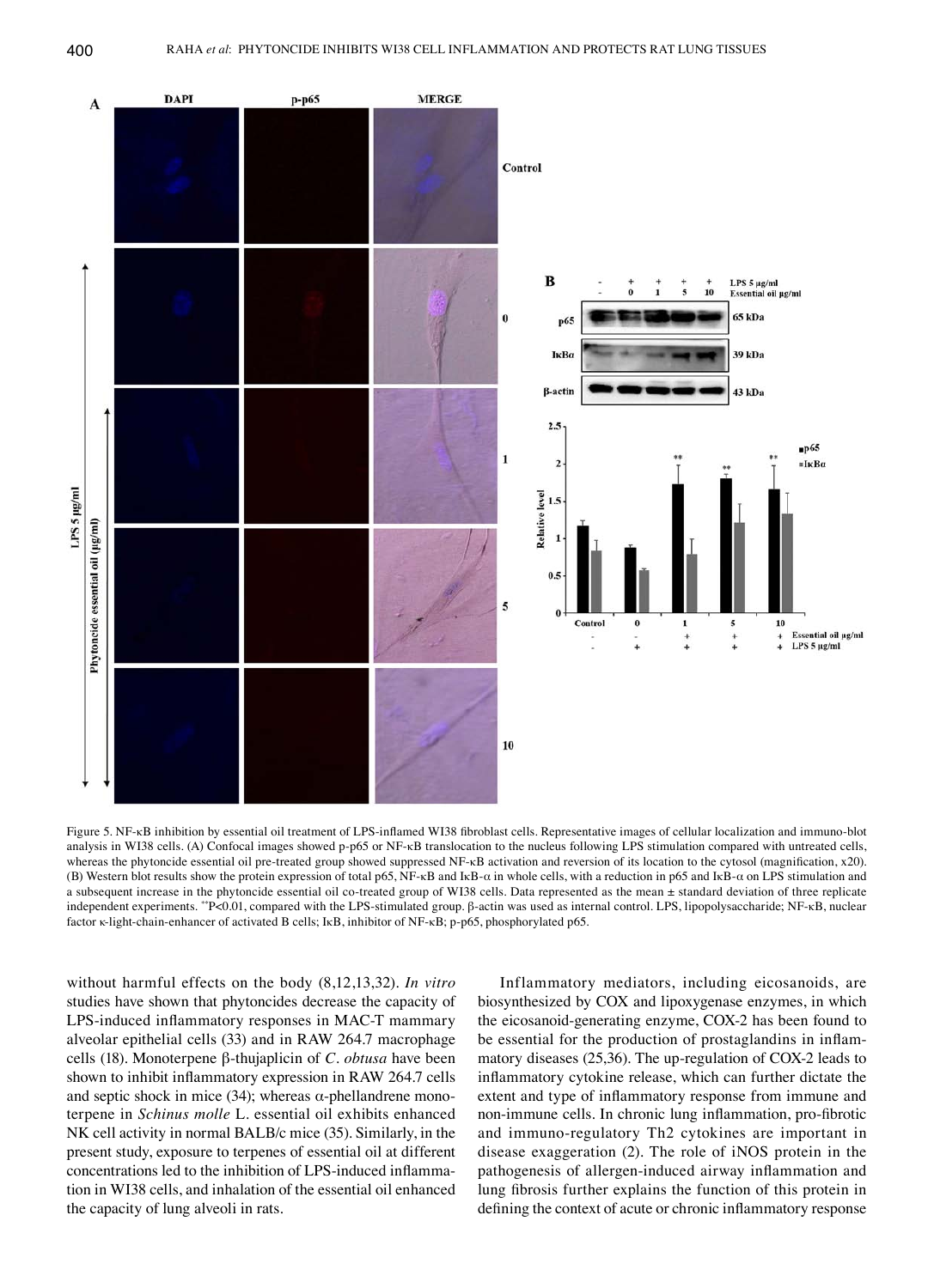Figure 5. NF-κB inhibition by essential oil treatment of LPS-inflamed WI38 fibroblast cells. Representative images of cellular localization and immuno-blot analysis in WI38 cells. (A) Confocal images showed p-p65 or NF-κB translocation to the nucleus following LPS stimulation compared with untreated cells, whereas the phytoncide essential oil pre-treated group showed suppressed NF-κB activation and reversion of its location to the cytosol (magnification, x20). (B) Western blot results show the protein expression of total p65, NF-κB and IκB-α in whole cells, with a reduction in p65 and IκB-α on LPS stimulation and a subsequent increase in the phytoncide essential oil co-treated group of WI38 cells. Data represented as the mean ± standard deviation of three replicate independent experiments. **P<0.01, compared with the LPS-stimulated group. β-actin was used as internal control. LPS, lipopolysaccharide; NF-κB, nuclear factor κ-light-chain-enhancer of activated B cells; IκB, inhibitor of NF-κB; p-p65, phosphorylated p65.

without harmful effects on the body (8,12,13,32). *In vitro* studies have shown that phytoncides decrease the capacity of LPS-induced inflammatory responses in MAC-T mammary alveolar epithelial cells (33) and in RAW 264.7 macrophage cells (18). Monoterpene β-thujaplicin of *C. obtusa* have been shown to inhibit inflammatory expression in RAW 264.7 cells and septic shock in mice (34); whereas α-phellandrene monoterpene in *Schinus molle* L. essential oil exhibits enhanced NK cell activity in normal BALB/c mice (35). Similarly, in the present study, exposure to terpenes of essential oil at different concentrations led to the inhibition of LPS-induced inflammation in WI38 cells, and inhalation of the essential oil enhanced the capacity of lung alveoli in rats.

Inflammatory mediators, including eicosanoids, are biosynthesized by COX and lipoxygenase enzymes, in which the eicosanoid-generating enzyme, COX-2 has been found to be essential for the production of prostaglandins in inflammatory diseases (25,36). The up-regulation of COX-2 leads to inflammatory cytokine release, which can further dictate the extent and type of inflammatory response from immune and non-immune cells. In chronic lung inflammation, pro-fibrotic and immuno-regulatory Th2 cytokines are important in disease exaggeration (2). The role of iNOS protein in the pathogenesis of allergen-induced airway inflammation and lung fibrosis further explains the function of this protein in defining the context of acute or chronic inflammatory response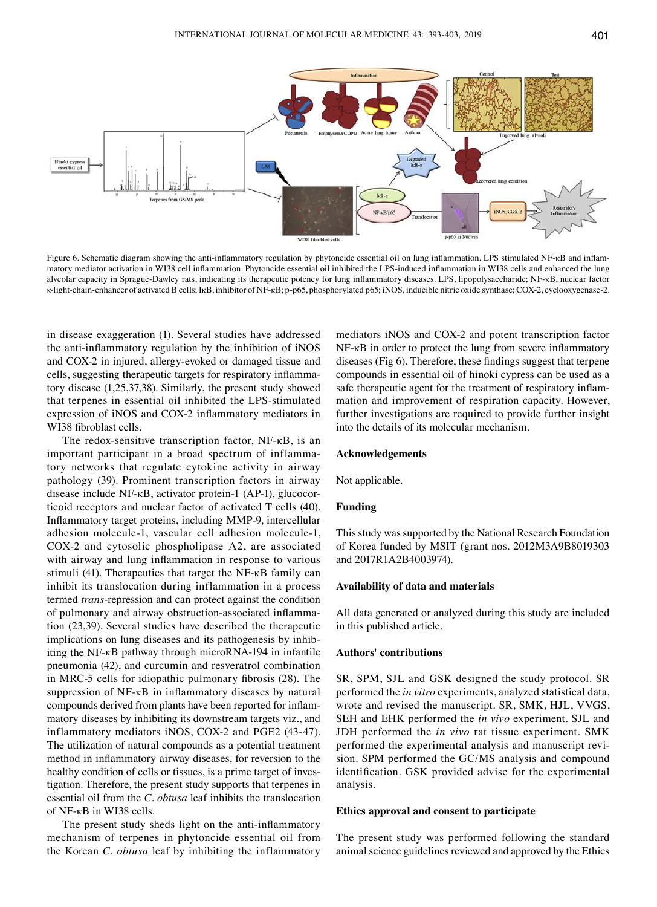Figure 6. Schematic diagram showing the anti-inflammatory regulation by phytoncide essential oil on lung inflammation. LPS stimulated NF-κB and inflammatory mediator activation in WI38 cell inflammation. Phytoncide essential oil inhibited the LPS-induced inflammation in WI38 cells and enhanced the lung alveolar capacity in Sprague-Dawley rats, indicating its therapeutic potency for lung inflammatory diseases. LPS, lipopolysaccharide; NF-κB, nuclear factor κ-light-chain-enhancer of activated B cells; IκB, inhibitor of NF-κB; p-p65, phosphorylated p65; iNOS, inducible nitric oxide synthase; COX-2, cyclooxygenase-2.

in disease exaggeration (1). Several studies have addressed the anti-inflammatory regulation by the inhibition of iNOS and COX-2 in injured, allergy-evoked or damaged tissue and cells, suggesting therapeutic targets for respiratory inflammatory disease (1,25,37,38). Similarly, the present study showed that terpenes in essential oil inhibited the LPS-stimulated expression of iNOS and COX-2 inflammatory mediators in WI38 fibroblast cells.

The redox-sensitive transcription factor, NF-κB, is an important participant in a broad spectrum of inflammatory networks that regulate cytokine activity in airway pathology (39). Prominent transcription factors in airway disease include NF-κB, activator protein-1 (AP-1), glucocorticoid receptors and nuclear factor of activated T cells (40). Inflammatory target proteins, including MMP-9, intercellular adhesion molecule-1, vascular cell adhesion molecule-1, COX-2 and cytosolic phospholipase A2, are associated with airway and lung inflammation in response to various stimuli (41). Therapeutics that target the NF-κB family can inhibit its translocation during inflammation in a process termed *trans*-repression and can protect against the condition of pulmonary and airway obstruction-associated inflammation (23,39). Several studies have described the therapeutic implications on lung diseases and its pathogenesis by inhibiting the NF-κB pathway through microRNA-194 in infantile pneumonia (42), and curcumin and resveratrol combination in MRC-5 cells for idiopathic pulmonary fibrosis (28). The suppression of NF-κB in inflammatory diseases by natural compounds derived from plants have been reported for inflammatory diseases by inhibiting its downstream targets viz., and inflammatory mediators iNOS, COX-2 and PGE2 (43-47). The utilization of natural compounds as a potential treatment method in inflammatory airway diseases, for reversion to the healthy condition of cells or tissues, is a prime target of investigation. Therefore, the present study supports that terpenes in essential oil from the *C. obtusa* leaf inhibits the translocation of NF-κB in WI38 cells.

The present study sheds light on the anti-inflammatory mechanism of terpenes in phytoncide essential oil from the Korean *C. obtusa* leaf by inhibiting the inflammatory mediators iNOS and COX-2 and potent transcription factor NF-κB in order to protect the lung from severe inflammatory diseases (Fig 6). Therefore, these findings suggest that terpene compounds in essential oil of hinoki cypress can be used as a safe therapeutic agent for the treatment of respiratory inflammation and improvement of respiration capacity. However, further investigations are required to provide further insight into the details of its molecular mechanism.

## Acknowledgements

Not applicable.

## Funding

This study was supported by the National Research Foundation of Korea funded by MSIT (grant nos. 2012M3A9B8019303 and 2017R1A2B4003974).

## Availability of data and materials

All data generated or analyzed during this study are included in this published article.

## Authors' contributions

SR, SPM, SJL and GSK designed the study protocol. SR performed the *in vitro* experiments, analyzed statistical data, wrote and revised the manuscript. SR, SMK, HJL, VVGS, SEH and EHK performed the *in vivo* experiment. SJL and JDH performed the *in vivo* rat tissue experiment. SMK performed the experimental analysis and manuscript revision. SPM performed the GC/MS analysis and compound identification. GSK provided advise for the experimental analysis.

## Ethics approval and consent to participate

The present study was performed following the standard animal science guidelines reviewed and approved by the Ethics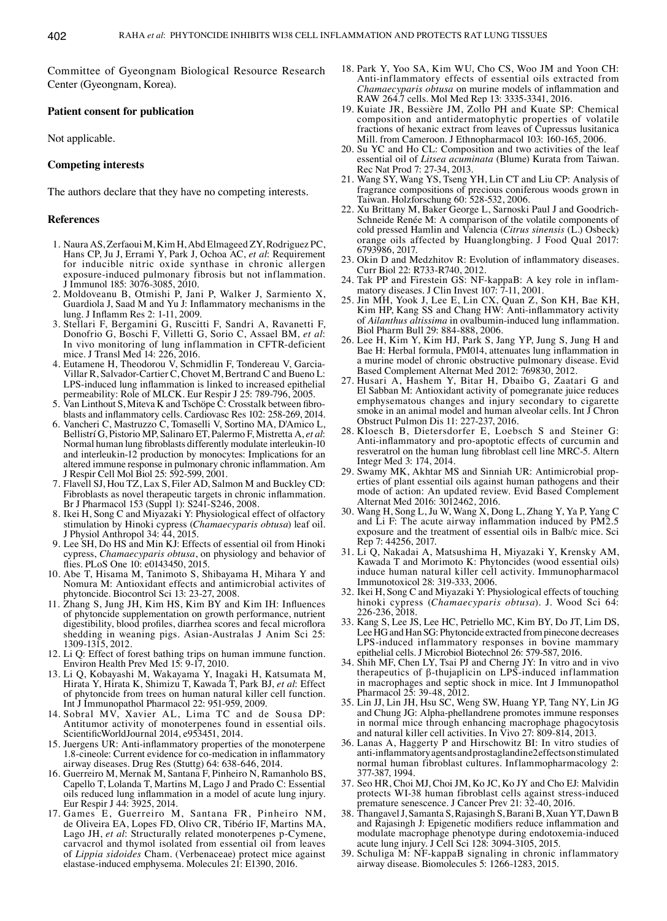Committee of Gyeongnam Biological Resource Research Center (Gyeongnam, Korea).

### Patient consent for publication

Not applicable.

### Competing interests

The authors declare that they have no competing interests.

### References

1. Naura AS, Zerfaoui M, Kim H, Abd Elmageed ZY, Rodriguez PC, Hans CP, Ju J, Errami Y, Park J, Ochoa AC, *et al*: Requirement for inducible nitric oxide synthase in chronic allergen exposure-induced pulmonary fibrosis but not inflammation. J Immunol 185: 3076-3085, 2010.
2. Moldoveanu B, Otmishi P, Jani P, Walker J, Sarmiento X, Guardiola J, Saad M and Yu J: Inflammatory mechanisms in the lung. J Inflamm Res 2: 1-11, 2009.
3. Stellari F, Bergamini G, Ruscitti F, Sandri A, Ravanetti F, Donofrio G, Boschi F, Villetti G, Sorio C, Assael BM, *et al*: In vivo monitoring of lung inflammation in CFTR-deficient mice. J Transl Med 14: 226, 2016.
4. Eutamene H, Theodorou V, Schmidlin F, Tondereau V, Garcia-Villar R, Salvador-Cartier C, Chovet M, Bertrand C and Bueno L: LPS-induced lung inflammation is linked to increased epithelial permeability: Role of MLCK. Eur Respir J 25: 789-796, 2005.
5. Van Linthout S, Miteva K and Tschöpe C: Crosstalk between fibroblasts and inflammatory cells. Cardiovasc Res 102: 258-269, 2014.
6. Vancheri C, Mastruzzo C, Tomaselli V, Sortino MA, D'Amico L, Bellistrí G, Pistorio MP, Salinaro ET, Palermo F, Mistretta A, *et al*: Normal human lung fibroblasts differently modulate interleukin-10 and interleukin-12 production by monocytes: Implications for an altered immune response in pulmonary chronic inflammation. Am J Respir Cell Mol Biol 25: 592-599, 2001.
7. Flavell SJ, Hou TZ, Lax S, Filer AD, Salmon M and Buckley CD: Fibroblasts as novel therapeutic targets in chronic inflammation. Br J Pharmacol 153 (Suppl 1): S241-S246, 2008.
8. Ikei H, Song C and Miyazaki Y: Physiological effect of olfactory stimulation by Hinoki cypress (*Chamaecyparis obtusa*) leaf oil. J Physiol Anthropol 34: 44, 2015.
9. Lee SH, Do HS and Min KJ: Effects of essential oil from Hinoki cypress, *Chamaecyparis obtusa*, on physiology and behavior of flies. PLoS One 10: e0143450, 2015.
10. Abe T, Hisama M, Tanimoto S, Shibayama H, Mihara Y and Nomura M: Antioxidant effects and antimicrobial activites of phytoncide. Biocontrol Sci 13: 23-27, 2008.
11. Zhang S, Jung JH, Kim HS, Kim BY and Kim IH: Influences of phytoncide supplementation on growth performance, nutrient digestibility, blood profiles, diarrhea scores and fecal microflora shedding in weaning pigs. Asian-Australas J Anim Sci 25: 1309-1315, 2012.
12. Li Q: Effect of forest bathing trips on human immune function. Environ Health Prev Med 15: 9-17, 2010.
13. Li Q, Kobayashi M, Wakayama Y, Inagaki H, Katsumata M, Hirata Y, Hirata K, Shimizu T, Kawada T, Park BJ, *et al*: Effect of phytoncide from trees on human natural killer cell function. Int J Immunopathol Pharmacol 22: 951-959, 2009.
14. Sobral MV, Xavier AL, Lima TC and de Sousa DP: Antitumor activity of monoterpenes found in essential oils. ScientificWorldJournal 2014, e953451, 2014.
15. Juergens UR: Anti-inflammatory properties of the monoterpene 1.8-cineole: Current evidence for co-medication in inflammatory airway diseases. Drug Res (Stuttg) 64: 638-646, 2014.
16. Guerreiro M, Mernak M, Santana F, Pinheiro N, Ramanholo BS, Capello T, Lolanda T, Martins M, Lago J and Prado C: Essential oils reduced lung inflammation in a model of acute lung injury. Eur Respir J 44: 3925, 2014.
17. Games E, Guerreiro M, Santana FR, Pinheiro NM, de Oliveira EA, Lopes FD, Olivo CR, Tibério IF, Martins MA, Lago JH, *et al*: Structurally related monoterpenes p-Cymene, carvacrol and thymol isolated from essential oil from leaves of *Lippia sidoides* Cham. (Verbenaceae) protect mice against elastase-induced emphysema. Molecules 21: E1390, 2016.
18. Park Y, Yoo SA, Kim WU, Cho CS, Woo JM and Yoon CH: Anti-inflammatory effects of essential oils extracted from *Chamaecyparis obtusa* on murine models of inflammation and RAW 264.7 cells. Mol Med Rep 13: 3335-3341, 2016.
19. Kuiate JR, Bessière JM, Zollo PH and Kuate SP: Chemical composition and antidermatophytic properties of volatile fractions of hexanic extract from leaves of Cupressus lusitanica Mill. from Cameroon. J Ethnopharmacol 103: 160-165, 2006.
20. Su YC and Ho CL: Composition and two activities of the leaf essential oil of *Litsea acuminata* (Blume) Kurata from Taiwan. Rec Nat Prod 7: 27-34, 2013.
21. Wang SY, Wang YS, Tseng YH, Lin CT and Liu CP: Analysis of fragrance compositions of precious coniferous woods grown in Taiwan. Holzforschung 60: 528-532, 2006.
22. Xu Brittany M, Baker George L, Sarnoski Paul J and Goodrich-Schneide Renée M: A comparison of the volatile components of cold pressed Hamlin and Valencia (*Citrus sinensis* (L.) Osbeck) orange oils affected by Huanglongbing. J Food Qual 2017: 6793986, 2017.
23. Okin D and Medzhitov R: Evolution of inflammatory diseases. Curr Biol 22: R733-R740, 2012.
24. Tak PP and Firestein GS: NF-kappaB: A key role in inflammatory diseases. J Clin Invest 107: 7-11, 2001.
25. Jin MH, Yook J, Lee E, Lin CX, Quan Z, Son KH, Bae KH, Kim HP, Kang SS and Chang HW: Anti-inflammatory activity of *Ailanthus altissima* in ovalbumin-induced lung inflammation. Biol Pharm Bull 29: 884-888, 2006.
26. Lee H, Kim Y, Kim HJ, Park S, Jang YP, Jung S, Jung H and Bae H: Herbal formula, PM014, attenuates lung inflammation in a murine model of chronic obstructive pulmonary disease. Evid Based Complement Alternat Med 2012: 769830, 2012.
27. Husari A, Hashem Y, Bitar H, Dbaibo G, Zaatari G and El Sabban M: Antioxidant activity of pomegranate juice reduces emphysematous changes and injury secondary to cigarette smoke in an animal model and human alveolar cells. Int J Chron Obstruct Pulmon Dis 11: 227-237, 2016.
28. Kloesch B, Dietersdorfer E, Loebsch S and Steiner G: Anti-inflammatory and pro-apoptotic effects of curcumin and resveratrol on the human lung fibroblast cell line MRC-5. Altern Integr Med 3: 174, 2014.
29. Swamy MK, Akhtar MS and Sinniah UR: Antimicrobial properties of plant essential oils against human pathogens and their mode of action: An updated review. Evid Based Complement Alternat Med 2016: 3012462, 2016.
30. Wang H, Song L, Ju W, Wang X, Dong L, Zhang Y, Ya P, Yang C and Li F: The acute airway inflammation induced by PM2.5 exposure and the treatment of essential oils in Balb/c mice. Sci Rep 7: 44256, 2017.
31. Li Q, Nakadai A, Matsushima H, Miyazaki Y, Krensky AM, Kawada T and Morimoto K: Phytoncides (wood essential oils) induce human natural killer cell activity. Immunopharmacol Immunotoxicol 28: 319-333, 2006.
32. Ikei H, Song C and Miyazaki Y: Physiological effects of touching hinoki cypress (*Chamaecyparis obtusa*). J. Wood Sci 64: 226-236, 2018.
33. Kang S, Lee JS, Lee HC, Petriello MC, Kim BY, Do JT, Lim DS, Lee HG and Han SG: Phytoncide extracted from pinecone decreases LPS-induced inflammatory responses in bovine mammary epithelial cells. J Microbiol Biotechnol 26: 579-587, 2016.
34. Shih MF, Chen LY, Tsai PJ and Cherng JY: In vitro and in vivo therapeutics of β-thujaplicin on LPS-induced inflammation in macrophages and septic shock in mice. Int J Immunopathol Pharmacol 25: 39-48, 2012.
35. Lin JJ, Lin JH, Hsu SC, Weng SW, Huang YP, Tang NY, Lin JG and Chung JG: Alpha-phellandrene promotes immune responses in normal mice through enhancing macrophage phagocytosis and natural killer cell activities. In Vivo 27: 809-814, 2013.
36. Lanas A, Haggerty P and Hirschowitz BI: In vitro studies of anti-inflammatory agents and prostaglandine2 effects on stimulated normal human fibroblast cultures. Inflammopharmacology 2: 377-387, 1994.
37. Seo HR, Choi MJ, Choi JM, Ko JC, Ko JY and Cho EJ: Malvidin protects WI-38 human fibroblast cells against stress-induced premature senescence. J Cancer Prev 21: 32-40, 2016.
38. Thangavel J, Samanta S, Rajasingh S, Barani B, Xuan YT, Dawn B and Rajasingh J: Epigenetic modifiers reduce inflammation and modulate macrophage phenotype during endotoxemia-induced acute lung injury. J Cell Sci 128: 3094-3105, 2015.
39. Schuliga M: NF-kappaB signaling in chronic inflammatory airway disease. Biomolecules 5: 1266-1283, 2015.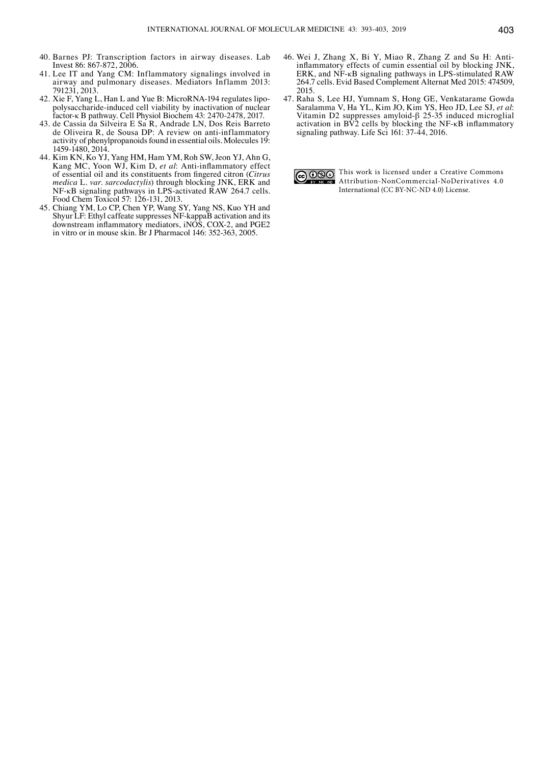40. Barnes PJ: Transcription factors in airway diseases. Lab Invest 86: 867-872, 2006.
41. Lee IT and Yang CM: Inflammatory signalings involved in airway and pulmonary diseases. Mediators Inflamm 2013: 791231, 2013.
42. Xie F, Yang L, Han L and Yue B: MicroRNA-194 regulates lipopolysaccharide-induced cell viability by inactivation of nuclear factor-κ B pathway. Cell Physiol Biochem 43: 2470-2478, 2017.
43. de Cassia da Silveira E Sa R, Andrade LN, Dos Reis Barreto de Oliveira R, de Sousa DP: A review on anti-inflammatory activity of phenylpropanoids found in essential oils. Molecules 19: 1459-1480, 2014.
44. Kim KN, Ko YJ, Yang HM, Ham YM, Roh SW, Jeon YJ, Ahn G, Kang MC, Yoon WJ, Kim D, *et al*: Anti-inflammatory effect of essential oil and its constituents from fingered citron (*Citrus medica* L. *var. sarcodactylis*) through blocking JNK, ERK and NF-κB signaling pathways in LPS-activated RAW 264.7 cells. Food Chem Toxicol 57: 126-131, 2013.
45. Chiang YM, Lo CP, Chen YP, Wang SY, Yang NS, Kuo YH and Shyur LF: Ethyl caffeate suppresses NF-kappaB activation and its downstream inflammatory mediators, iNOS, COX-2, and PGE2 in vitro or in mouse skin. Br J Pharmacol 146: 352-363, 2005.
46. Wei J, Zhang X, Bi Y, Miao R, Zhang Z and Su H: Anti-inflammatory effects of cumin essential oil by blocking JNK, ERK, and NF-κB signaling pathways in LPS-stimulated RAW 264.7 cells. Evid Based Complement Alternat Med 2015: 474509, 2015.
47. Raha S, Lee HJ, Yumnam S, Hong GE, Venkatarame Gowda Saralamma V, Ha YL, Kim JO, Kim YS, Heo JD, Lee SJ, *et al*: Vitamin D2 suppresses amyloid-β 25-35 induced microglial activation in BV2 cells by blocking the NF-κB inflammatory signaling pathway. Life Sci 161: 37-44, 2016.

This work is licensed under a Creative Commons Attribution-NonCommercial-NoDerivatives 4.0 International (CC BY-NC-ND 4.0) License.